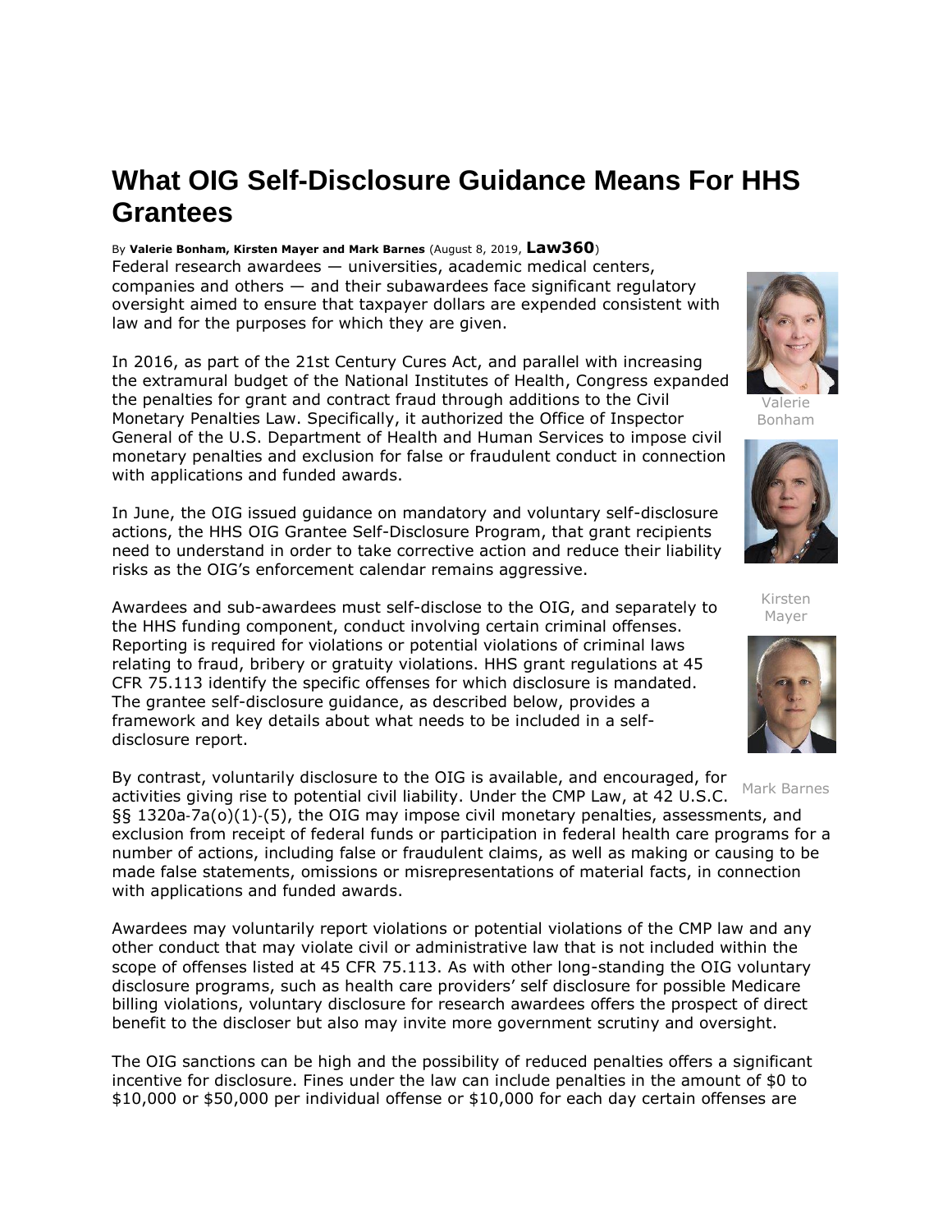# What OIG Self-Disclosure Guidance Means For HHS Grantees

By **Valerie Bonham, Kirsten Mayer and Mark Barnes** (August 8, 2019, **Law360**)

Federal research awardees — universities, academic medical centers, companies and others — and their subawardees face significant regulatory oversight aimed to ensure that taxpayer dollars are expended consistent with law and for the purposes for which they are given.

Valerie Bonham

Kirsten Mayer

Mark Barnes

In 2016, as part of the 21st Century Cures Act, and parallel with increasing the extramural budget of the National Institutes of Health, Congress expanded the penalties for grant and contract fraud through additions to the Civil Monetary Penalties Law. Specifically, it authorized the Office of Inspector General of the U.S. Department of Health and Human Services to impose civil monetary penalties and exclusion for false or fraudulent conduct in connection with applications and funded awards.

In June, the OIG issued guidance on mandatory and voluntary self-disclosure actions, the HHS OIG Grantee Self-Disclosure Program, that grant recipients need to understand in order to take corrective action and reduce their liability risks as the OIG's enforcement calendar remains aggressive.

Awardees and sub-awardees must self-disclose to the OIG, and separately to the HHS funding component, conduct involving certain criminal offenses. Reporting is required for violations or potential violations of criminal laws relating to fraud, bribery or gratuity violations. HHS grant regulations at 45 CFR 75.113 identify the specific offenses for which disclosure is mandated. The grantee self-disclosure guidance, as described below, provides a framework and key details about what needs to be included in a self-disclosure report.

By contrast, voluntarily disclosure to the OIG is available, and encouraged, for activities giving rise to potential civil liability. Under the CMP Law, at 42 U.S.C. §§ 1320a-7a(o)(1)-(5), the OIG may impose civil monetary penalties, assessments, and exclusion from receipt of federal funds or participation in federal health care programs for a number of actions, including false or fraudulent claims, as well as making or causing to be made false statements, omissions or misrepresentations of material facts, in connection with applications and funded awards.

Awardees may voluntarily report violations or potential violations of the CMP law and any other conduct that may violate civil or administrative law that is not included within the scope of offenses listed at 45 CFR 75.113. As with other long-standing the OIG voluntary disclosure programs, such as health care providers' self disclosure for possible Medicare billing violations, voluntary disclosure for research awardees offers the prospect of direct benefit to the discloser but also may invite more government scrutiny and oversight.

The OIG sanctions can be high and the possibility of reduced penalties offers a significant incentive for disclosure. Fines under the law can include penalties in the amount of $0 to $10,000 or $50,000 per individual offense or $10,000 for each day certain offenses are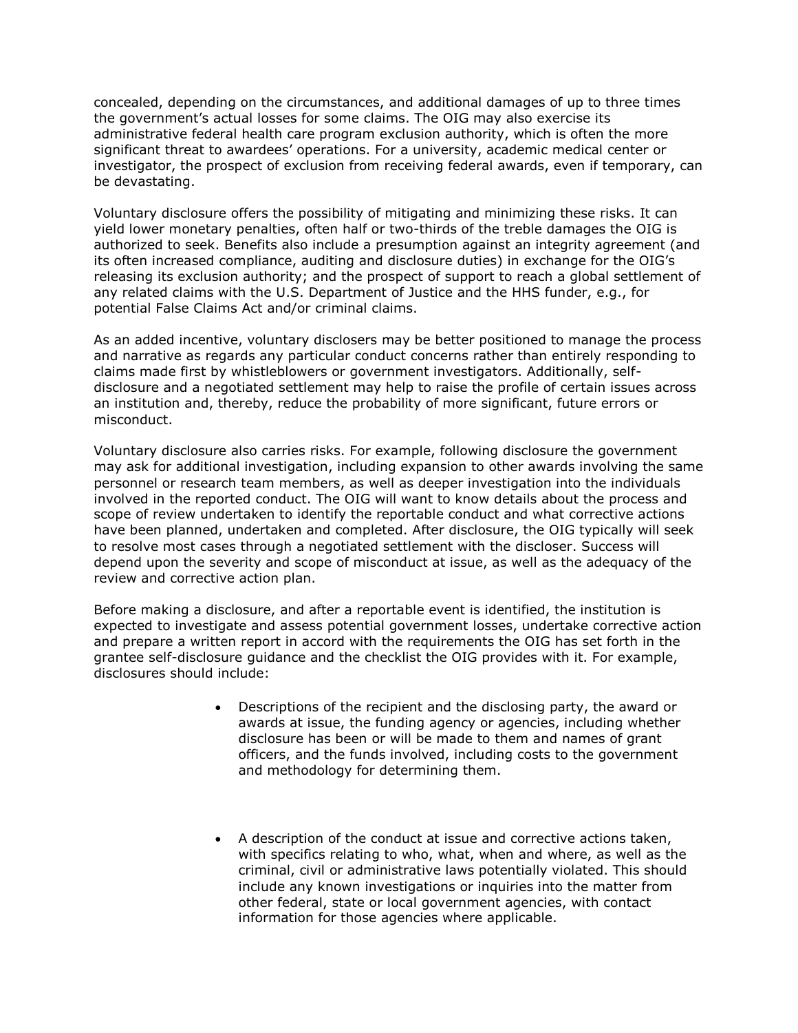concealed, depending on the circumstances, and additional damages of up to three times the government's actual losses for some claims. The OIG may also exercise its administrative federal health care program exclusion authority, which is often the more significant threat to awardees' operations. For a university, academic medical center or investigator, the prospect of exclusion from receiving federal awards, even if temporary, can be devastating.

Voluntary disclosure offers the possibility of mitigating and minimizing these risks. It can yield lower monetary penalties, often half or two-thirds of the treble damages the OIG is authorized to seek. Benefits also include a presumption against an integrity agreement (and its often increased compliance, auditing and disclosure duties) in exchange for the OIG's releasing its exclusion authority; and the prospect of support to reach a global settlement of any related claims with the U.S. Department of Justice and the HHS funder, e.g., for potential False Claims Act and/or criminal claims.

As an added incentive, voluntary disclosers may be better positioned to manage the process and narrative as regards any particular conduct concerns rather than entirely responding to claims made first by whistleblowers or government investigators. Additionally, self-disclosure and a negotiated settlement may help to raise the profile of certain issues across an institution and, thereby, reduce the probability of more significant, future errors or misconduct.

Voluntary disclosure also carries risks. For example, following disclosure the government may ask for additional investigation, including expansion to other awards involving the same personnel or research team members, as well as deeper investigation into the individuals involved in the reported conduct. The OIG will want to know details about the process and scope of review undertaken to identify the reportable conduct and what corrective actions have been planned, undertaken and completed. After disclosure, the OIG typically will seek to resolve most cases through a negotiated settlement with the discloser. Success will depend upon the severity and scope of misconduct at issue, as well as the adequacy of the review and corrective action plan.

Before making a disclosure, and after a reportable event is identified, the institution is expected to investigate and assess potential government losses, undertake corrective action and prepare a written report in accord with the requirements the OIG has set forth in the grantee self-disclosure guidance and the checklist the OIG provides with it. For example, disclosures should include:

- Descriptions of the recipient and the disclosing party, the award or awards at issue, the funding agency or agencies, including whether disclosure has been or will be made to them and names of grant officers, and the funds involved, including costs to the government and methodology for determining them.

- A description of the conduct at issue and corrective actions taken, with specifics relating to who, what, when and where, as well as the criminal, civil or administrative laws potentially violated. This should include any known investigations or inquiries into the matter from other federal, state or local government agencies, with contact information for those agencies where applicable.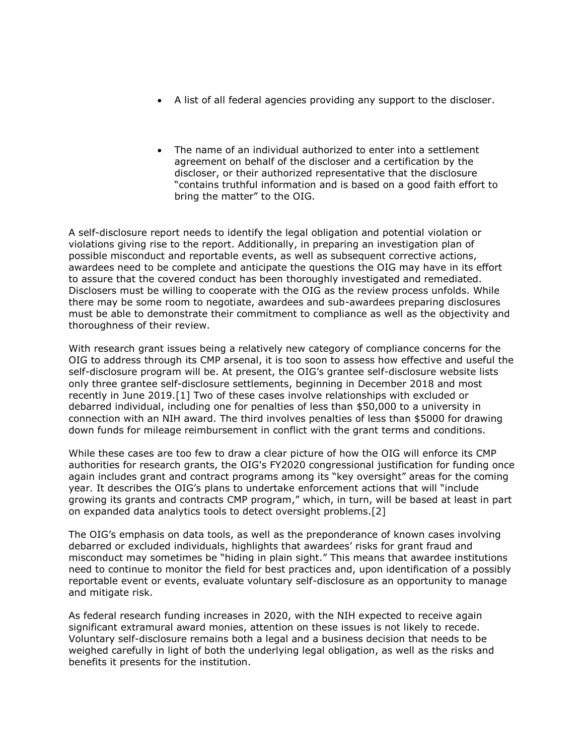- A list of all federal agencies providing any support to the discloser.

- The name of an individual authorized to enter into a settlement agreement on behalf of the discloser and a certification by the discloser, or their authorized representative that the disclosure "contains truthful information and is based on a good faith effort to bring the matter" to the OIG.

A self-disclosure report needs to identify the legal obligation and potential violation or violations giving rise to the report. Additionally, in preparing an investigation plan of possible misconduct and reportable events, as well as subsequent corrective actions, awardees need to be complete and anticipate the questions the OIG may have in its effort to assure that the covered conduct has been thoroughly investigated and remediated. Disclosers must be willing to cooperate with the OIG as the review process unfolds. While there may be some room to negotiate, awardees and sub-awardees preparing disclosures must be able to demonstrate their commitment to compliance as well as the objectivity and thoroughness of their review.

With research grant issues being a relatively new category of compliance concerns for the OIG to address through its CMP arsenal, it is too soon to assess how effective and useful the self-disclosure program will be. At present, the OIG's grantee self-disclosure website lists only three grantee self-disclosure settlements, beginning in December 2018 and most recently in June 2019.[1] Two of these cases involve relationships with excluded or debarred individual, including one for penalties of less than $50,000 to a university in connection with an NIH award. The third involves penalties of less than $5000 for drawing down funds for mileage reimbursement in conflict with the grant terms and conditions.

While these cases are too few to draw a clear picture of how the OIG will enforce its CMP authorities for research grants, the OIG's FY2020 congressional justification for funding once again includes grant and contract programs among its "key oversight" areas for the coming year. It describes the OIG's plans to undertake enforcement actions that will "include growing its grants and contracts CMP program," which, in turn, will be based at least in part on expanded data analytics tools to detect oversight problems.[2]

The OIG's emphasis on data tools, as well as the preponderance of known cases involving debarred or excluded individuals, highlights that awardees' risks for grant fraud and misconduct may sometimes be "hiding in plain sight." This means that awardee institutions need to continue to monitor the field for best practices and, upon identification of a possibly reportable event or events, evaluate voluntary self-disclosure as an opportunity to manage and mitigate risk.

As federal research funding increases in 2020, with the NIH expected to receive again significant extramural award monies, attention on these issues is not likely to recede. Voluntary self-disclosure remains both a legal and a business decision that needs to be weighed carefully in light of both the underlying legal obligation, as well as the risks and benefits it presents for the institution.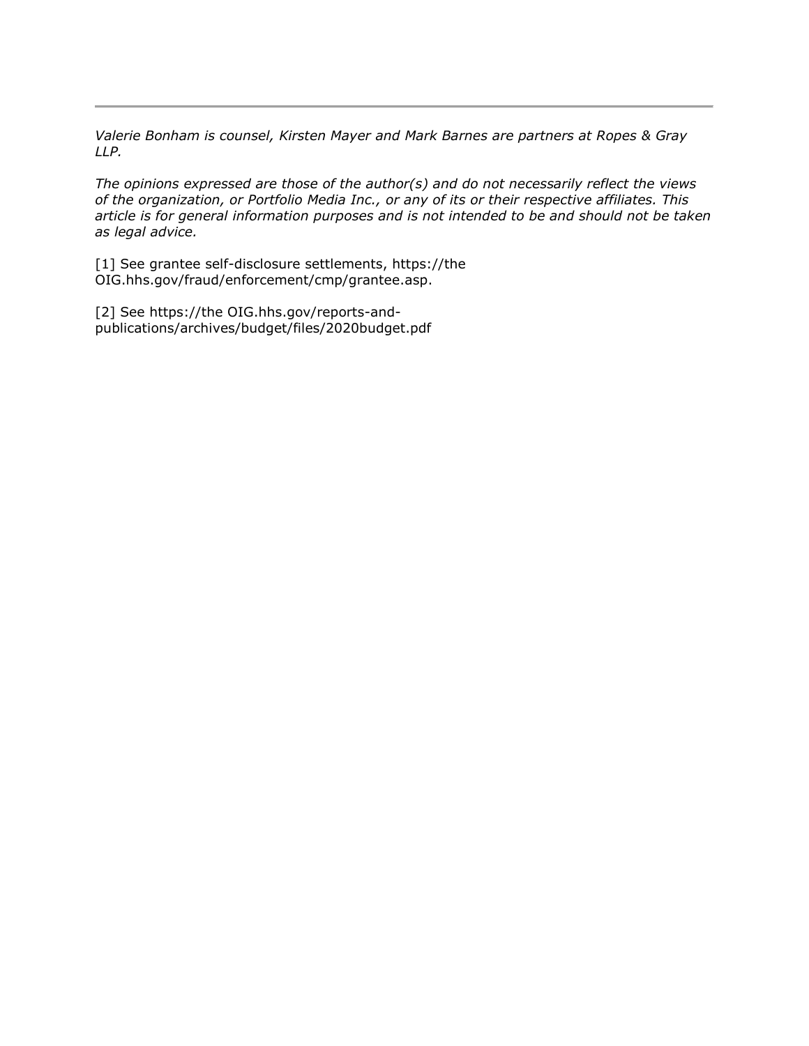---

*Valerie Bonham is counsel, Kirsten Mayer and Mark Barnes are partners at Ropes & Gray LLP.*

*The opinions expressed are those of the author(s) and do not necessarily reflect the views of the organization, or Portfolio Media Inc., or any of its or their respective affiliates. This article is for general information purposes and is not intended to be and should not be taken as legal advice.*

[1] See grantee self-disclosure settlements, https://the OIG.hhs.gov/fraud/enforcement/cmp/grantee.asp.

[2] See https://the OIG.hhs.gov/reports-and-publications/archives/budget/files/2020budget.pdf